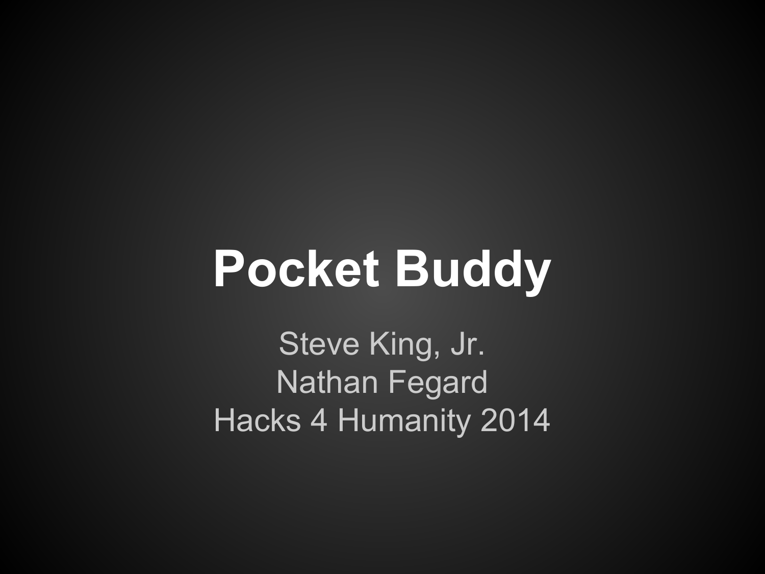# Pocket Buddy

Steve King, Jr.
Nathan Fegard
Hacks 4 Humanity 2014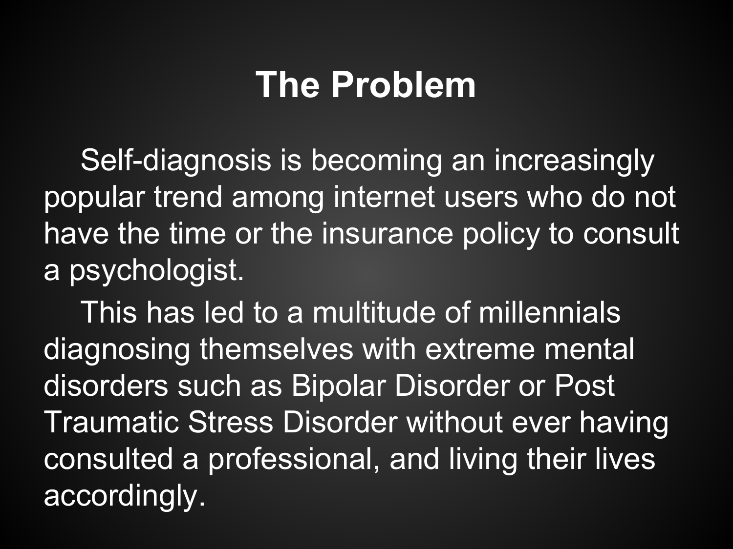# The Problem

Self-diagnosis is becoming an increasingly popular trend among internet users who do not have the time or the insurance policy to consult a psychologist.

This has led to a multitude of millennials diagnosing themselves with extreme mental disorders such as Bipolar Disorder or Post Traumatic Stress Disorder without ever having consulted a professional, and living their lives accordingly.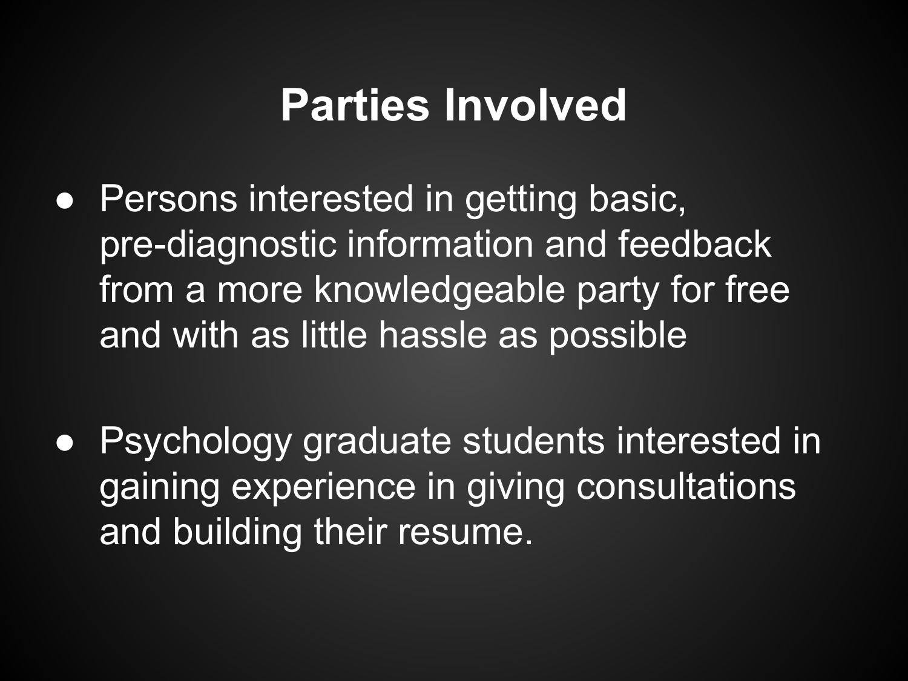# Parties Involved

- Persons interested in getting basic, pre-diagnostic information and feedback from a more knowledgeable party for free and with as little hassle as possible

- Psychology graduate students interested in gaining experience in giving consultations and building their resume.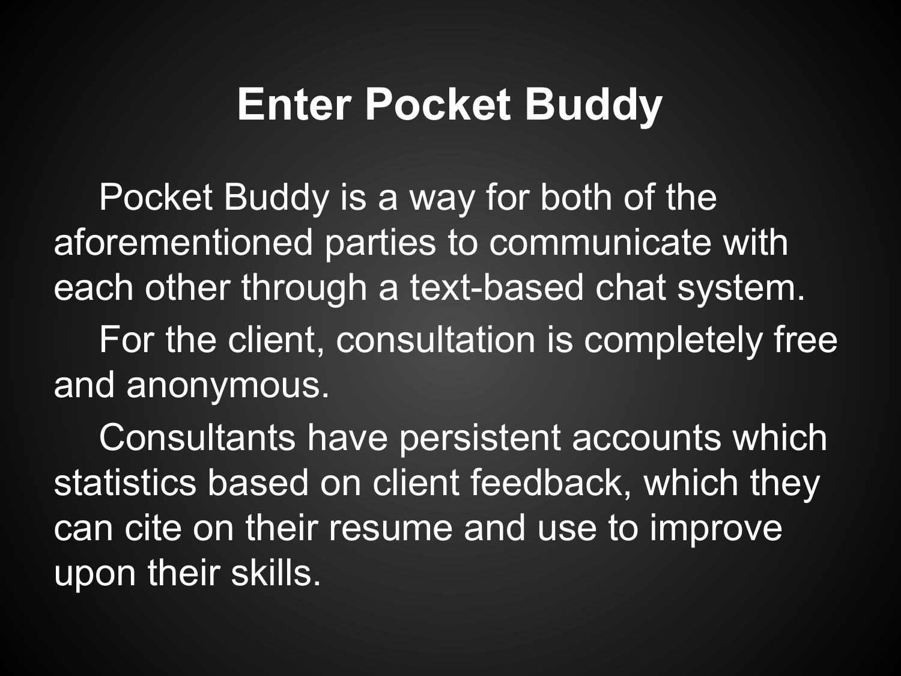# Enter Pocket Buddy

Pocket Buddy is a way for both of the aforementioned parties to communicate with each other through a text-based chat system.

For the client, consultation is completely free and anonymous.

Consultants have persistent accounts which statistics based on client feedback, which they can cite on their resume and use to improve upon their skills.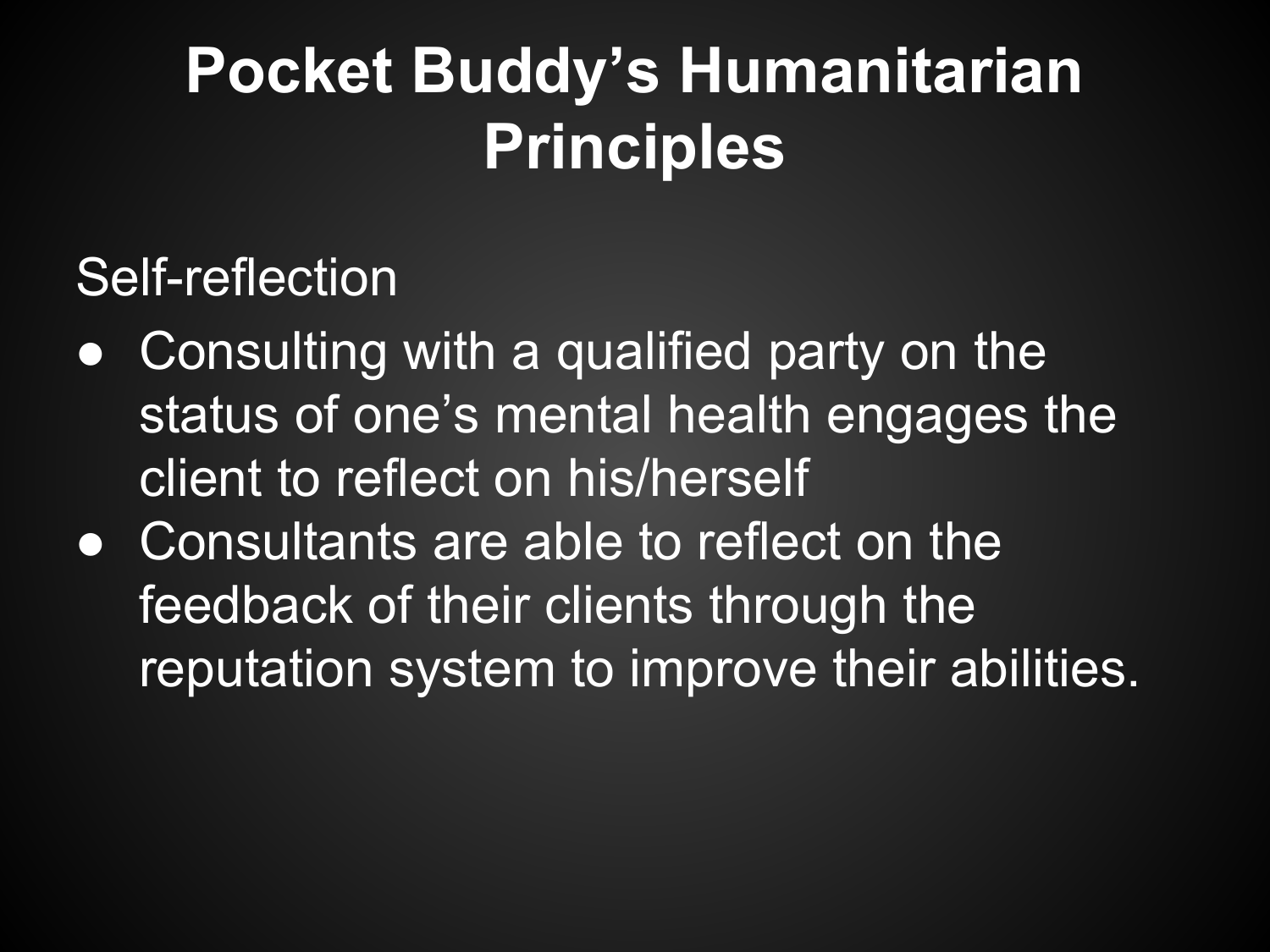# Pocket Buddy's Humanitarian Principles

Self-reflection

- Consulting with a qualified party on the status of one's mental health engages the client to reflect on his/herself
- Consultants are able to reflect on the feedback of their clients through the reputation system to improve their abilities.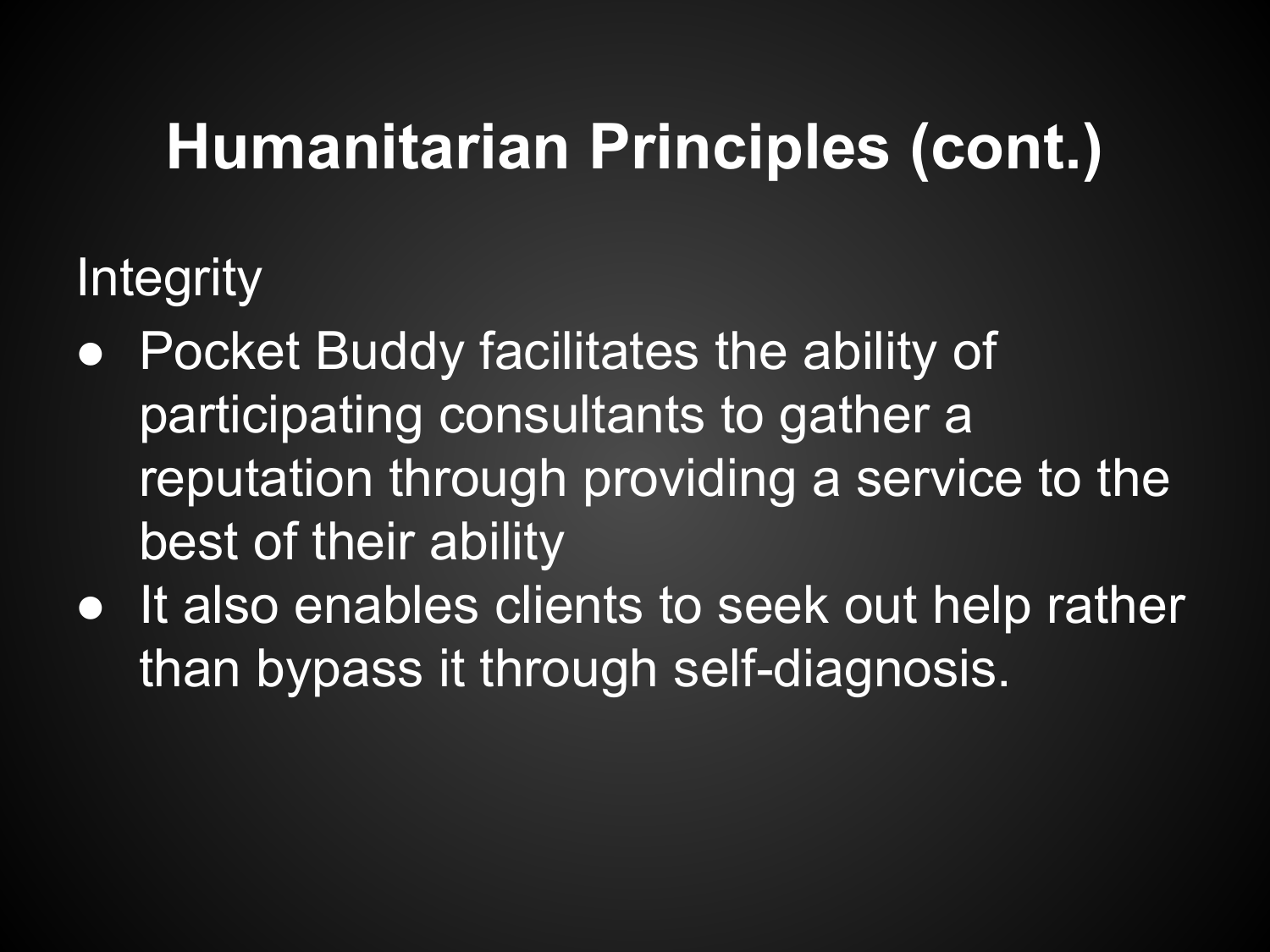# Humanitarian Principles (cont.)

Integrity

- Pocket Buddy facilitates the ability of participating consultants to gather a reputation through providing a service to the best of their ability
- It also enables clients to seek out help rather than bypass it through self-diagnosis.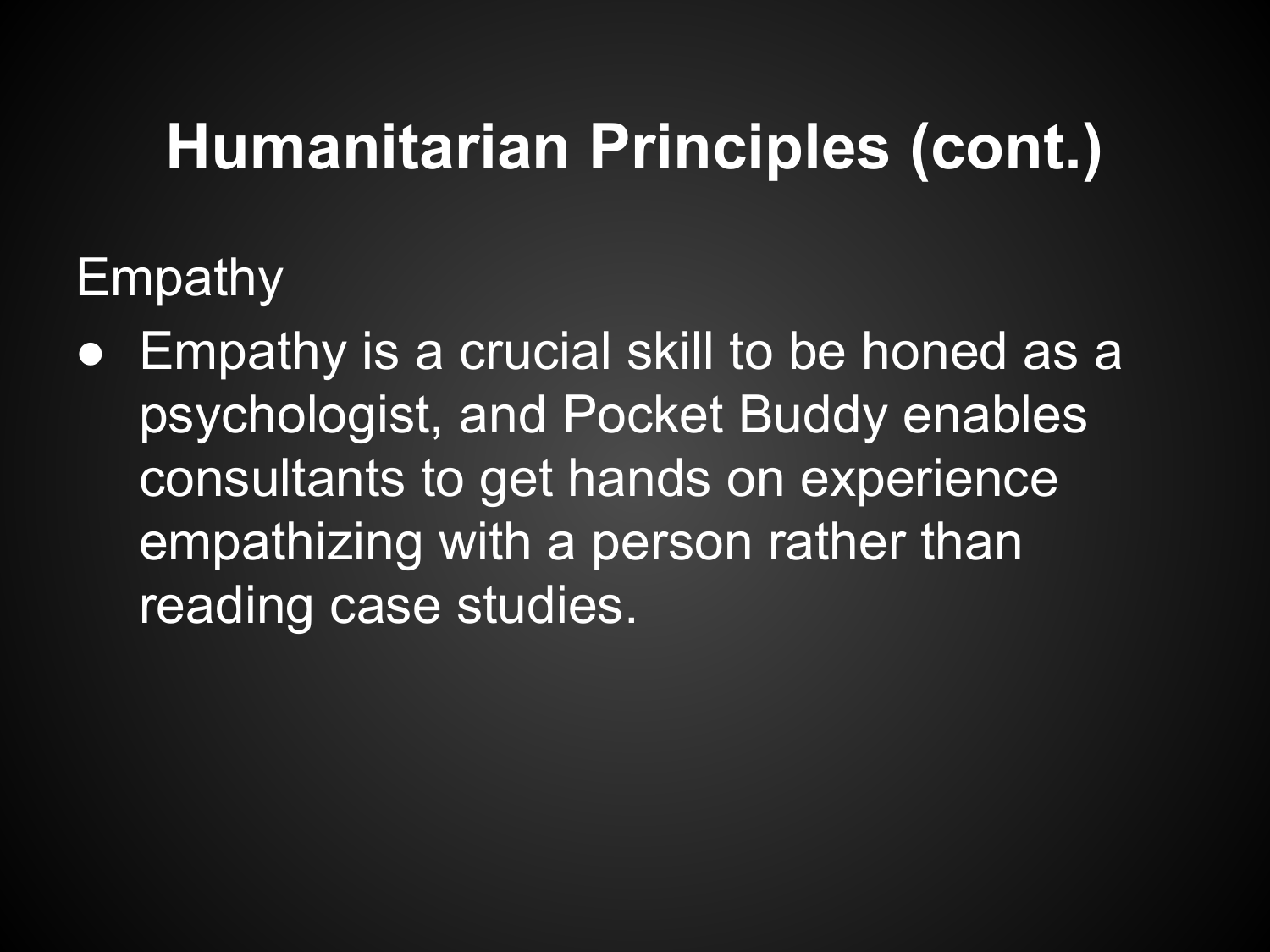# Humanitarian Principles (cont.)

Empathy

- Empathy is a crucial skill to be honed as a psychologist, and Pocket Buddy enables consultants to get hands on experience empathizing with a person rather than reading case studies.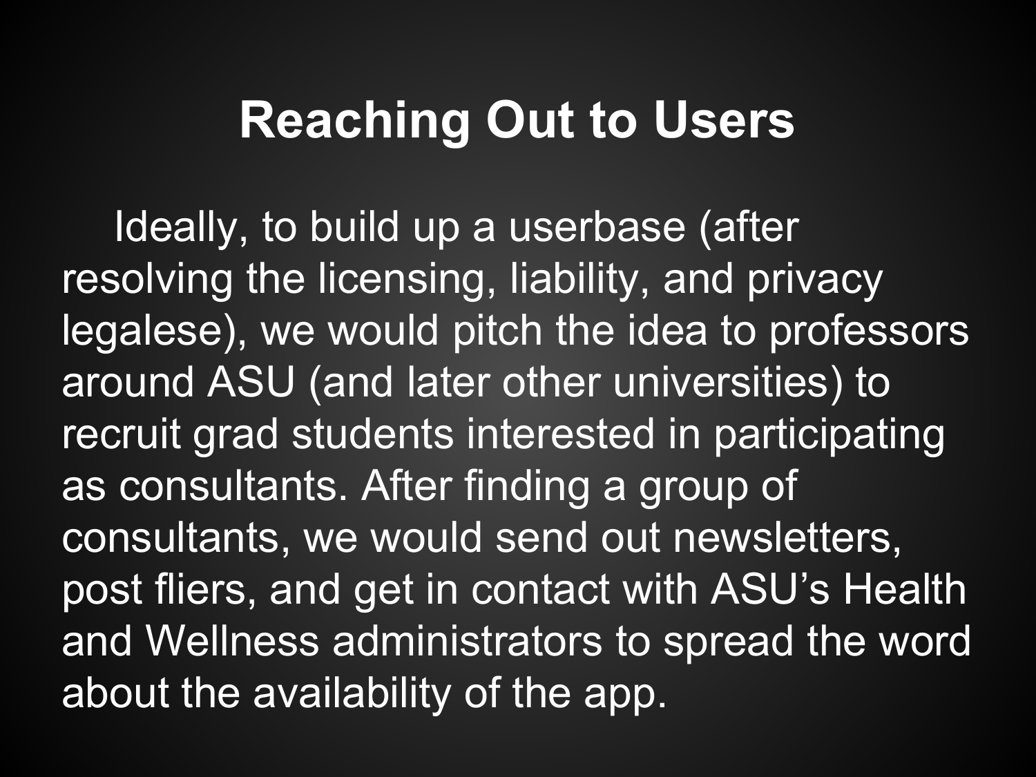# Reaching Out to Users

Ideally, to build up a userbase (after resolving the licensing, liability, and privacy legalese), we would pitch the idea to professors around ASU (and later other universities) to recruit grad students interested in participating as consultants. After finding a group of consultants, we would send out newsletters, post fliers, and get in contact with ASU's Health and Wellness administrators to spread the word about the availability of the app.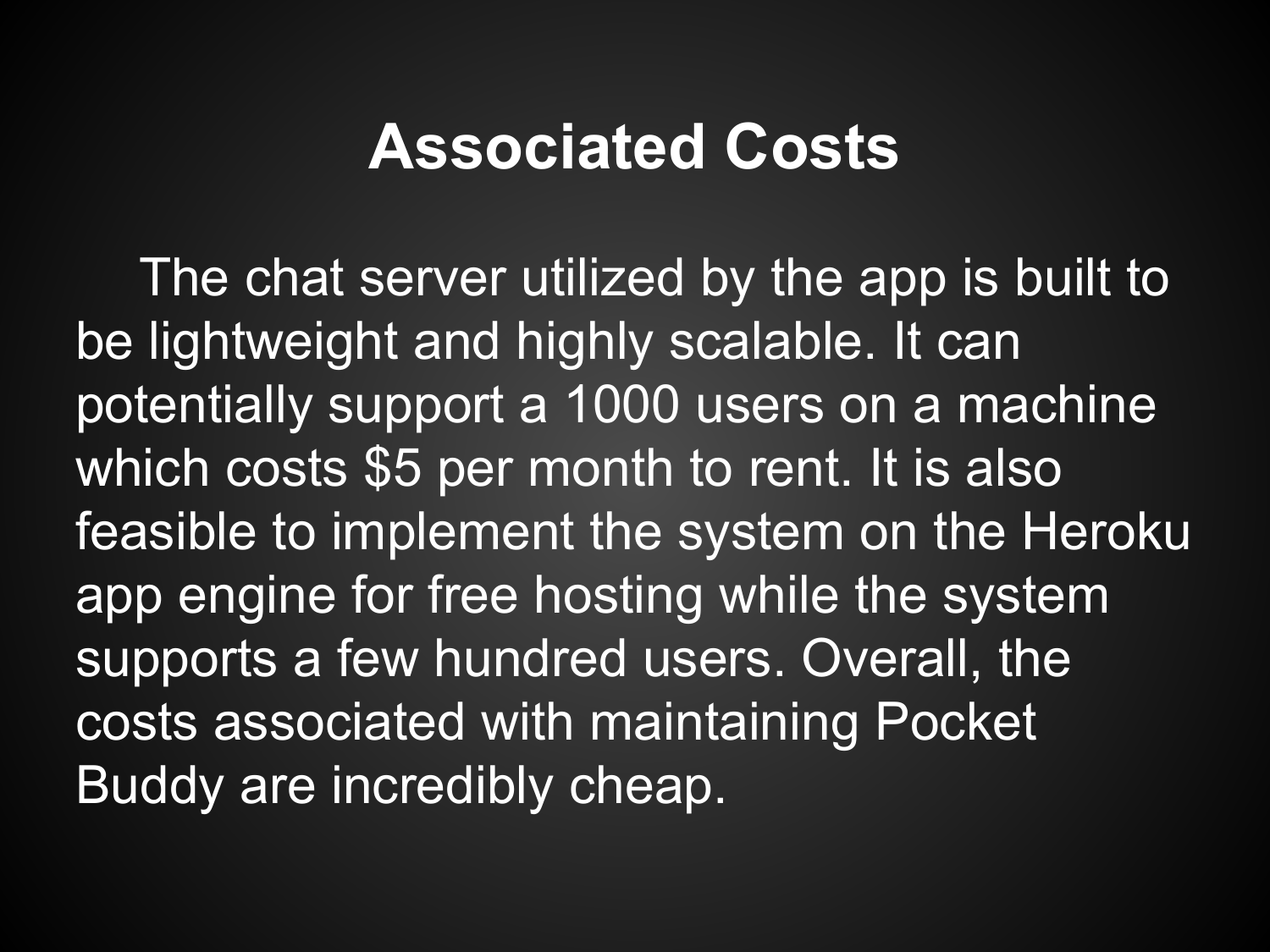# Associated Costs

The chat server utilized by the app is built to be lightweight and highly scalable. It can potentially support a 1000 users on a machine which costs $5 per month to rent. It is also feasible to implement the system on the Heroku app engine for free hosting while the system supports a few hundred users. Overall, the costs associated with maintaining Pocket Buddy are incredibly cheap.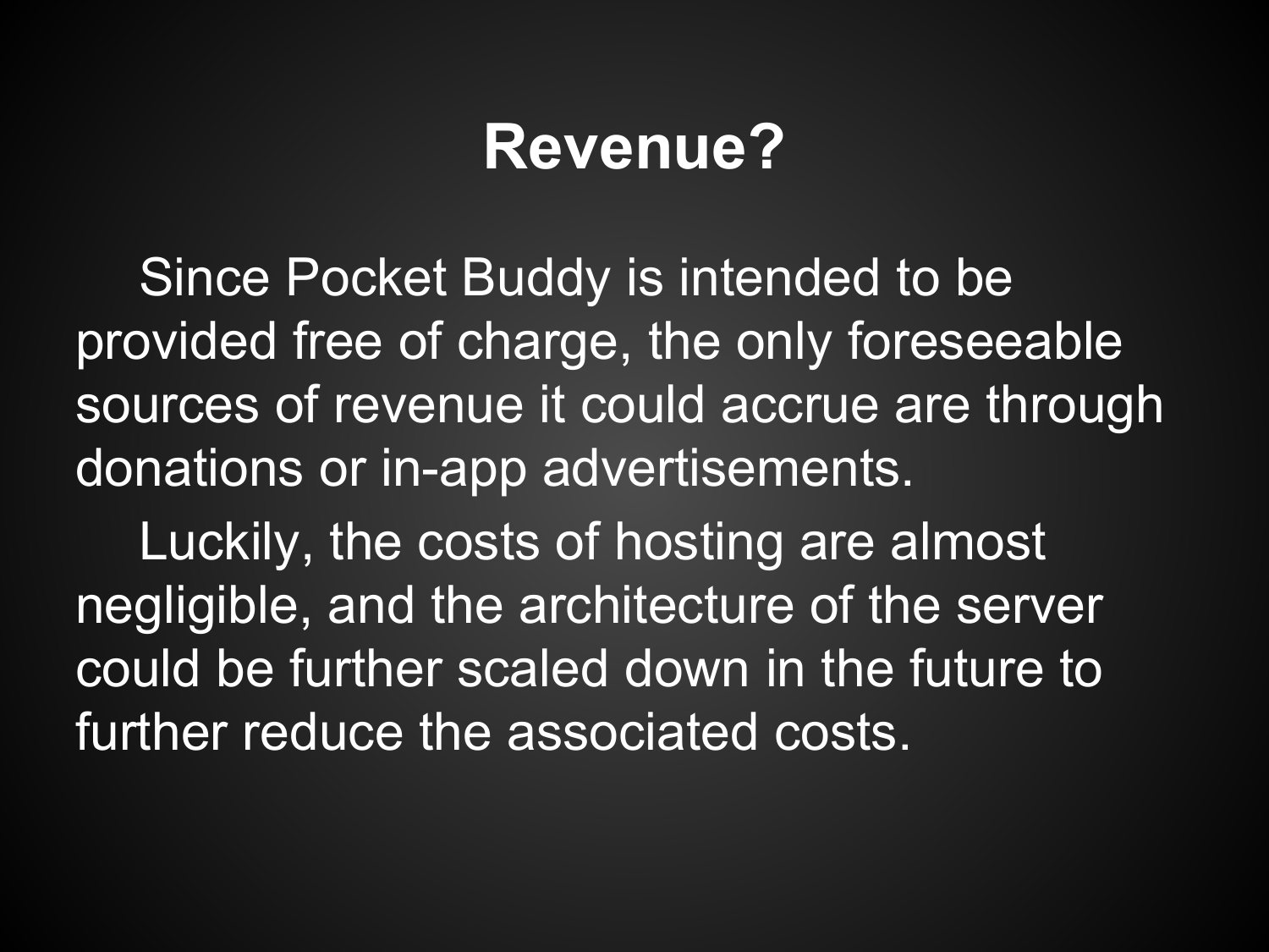# Revenue?

Since Pocket Buddy is intended to be provided free of charge, the only foreseeable sources of revenue it could accrue are through donations or in-app advertisements.

Luckily, the costs of hosting are almost negligible, and the architecture of the server could be further scaled down in the future to further reduce the associated costs.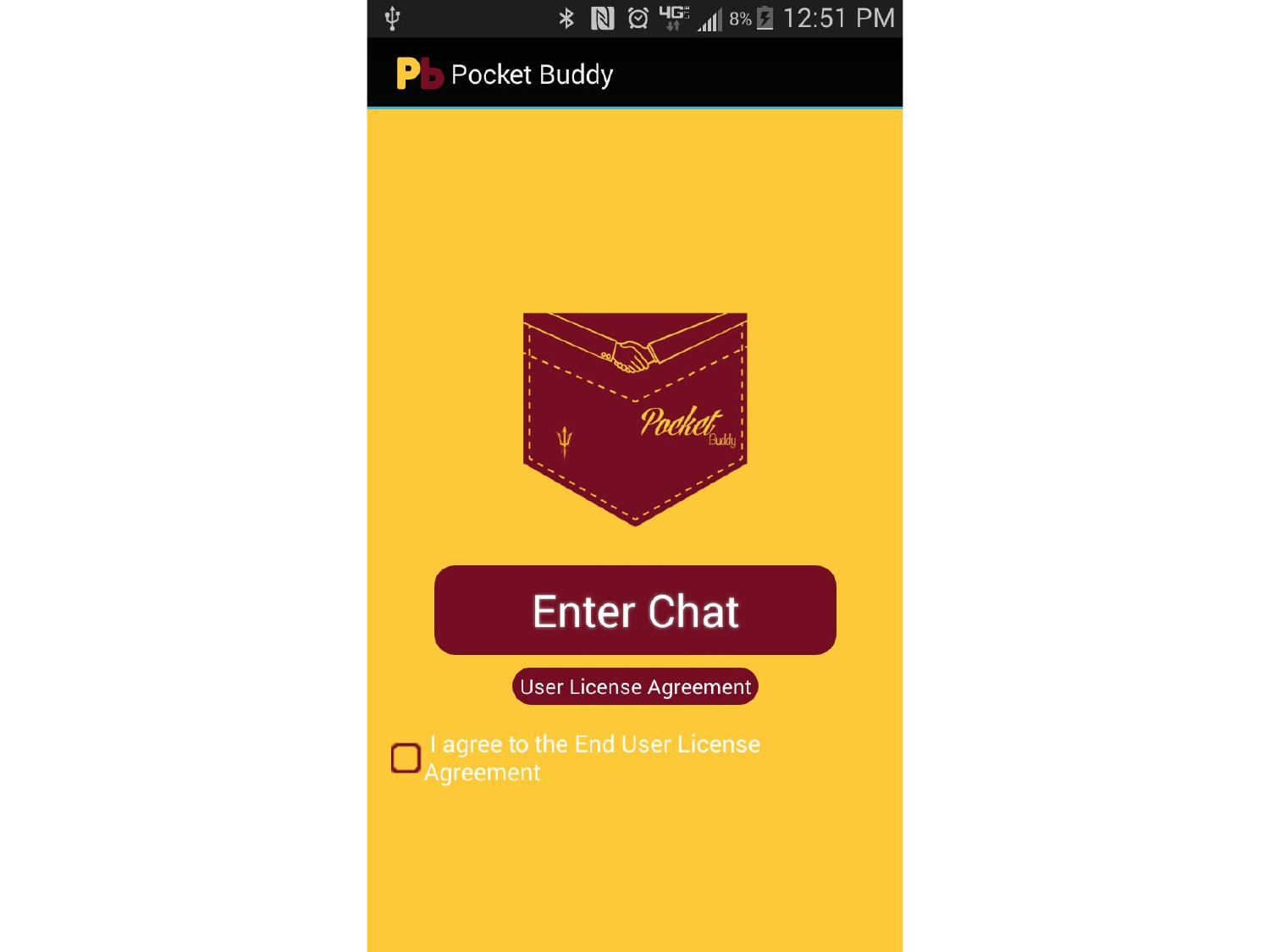Pocket Buddy

Enter Chat

User License Agreement

I agree to the End User License Agreement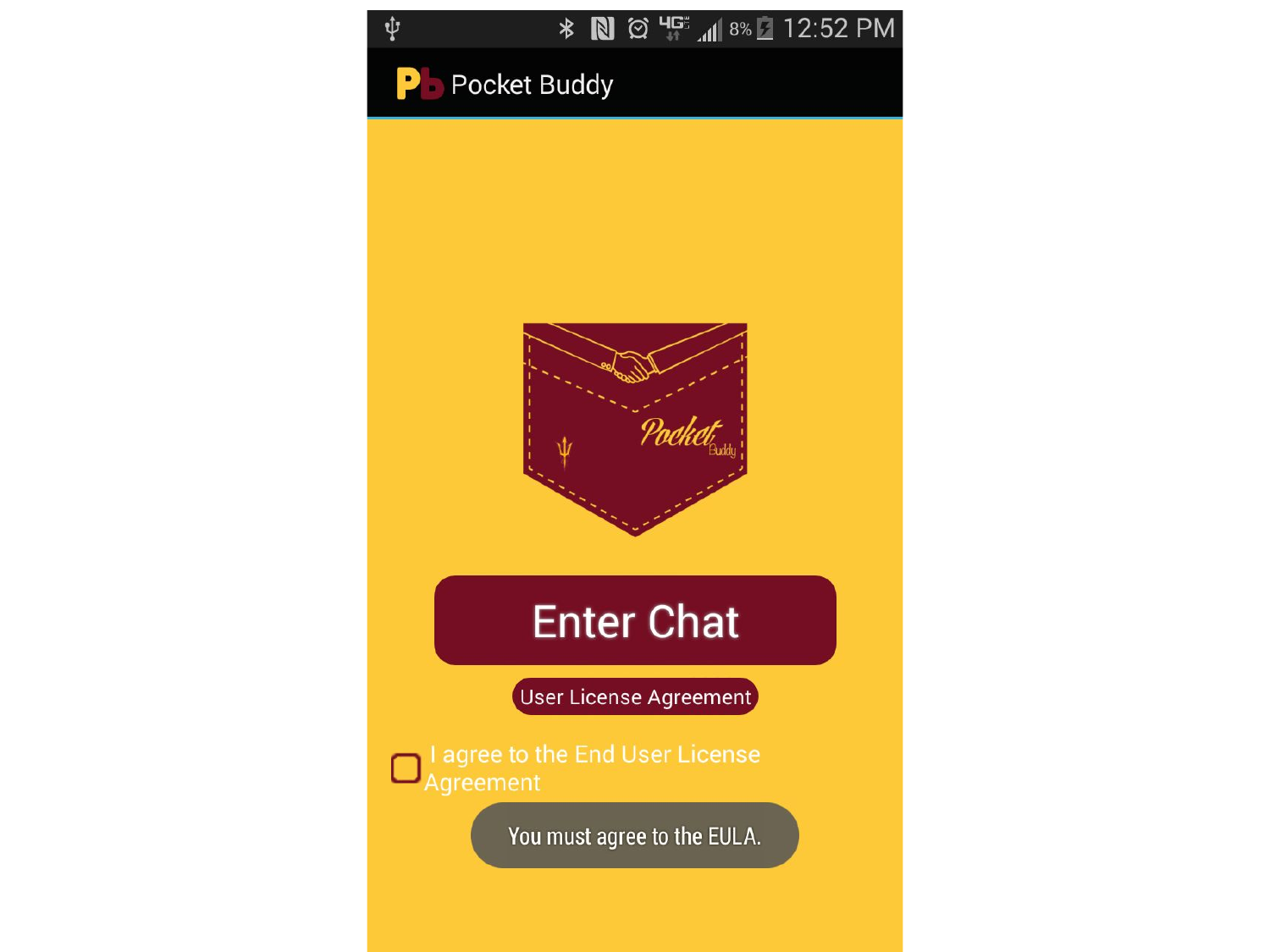Pocket Buddy

Enter Chat

User License Agreement

I agree to the End User License Agreement

You must agree to the EULA.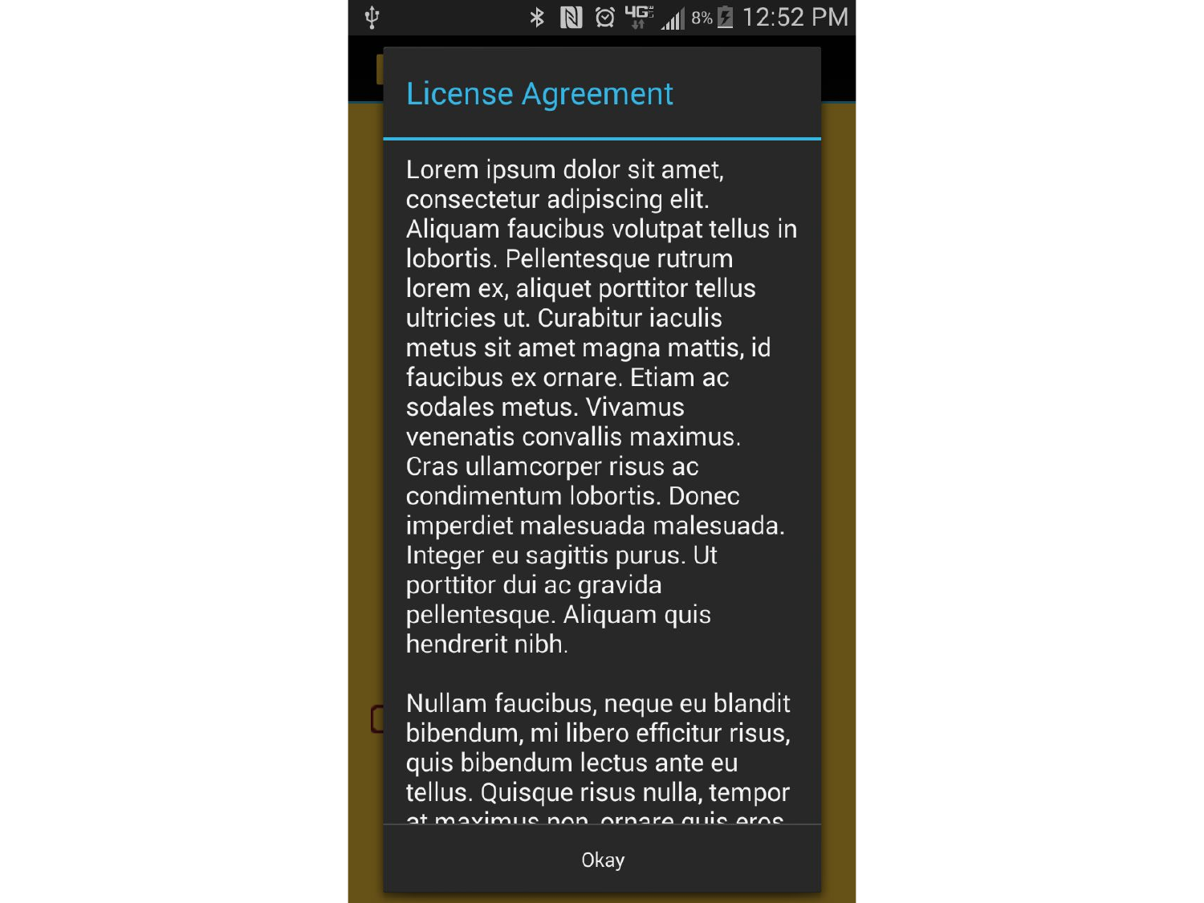## License Agreement

Lorem ipsum dolor sit amet, consectetur adipiscing elit. Aliquam faucibus volutpat tellus in lobortis. Pellentesque rutrum lorem ex, aliquet porttitor tellus ultricies ut. Curabitur iaculis metus sit amet magna mattis, id faucibus ex ornare. Etiam ac sodales metus. Vivamus venenatis convallis maximus. Cras ullamcorper risus ac condimentum lobortis. Donec imperdiet malesuada malesuada. Integer eu sagittis purus. Ut porttitor dui ac gravida pellentesque. Aliquam quis hendrerit nibh.

Nullam faucibus, neque eu blandit bibendum, mi libero efficitur risus, quis bibendum lectus ante eu tellus. Quisque risus nulla, tempor at maximus non, ornare quis eros

Okay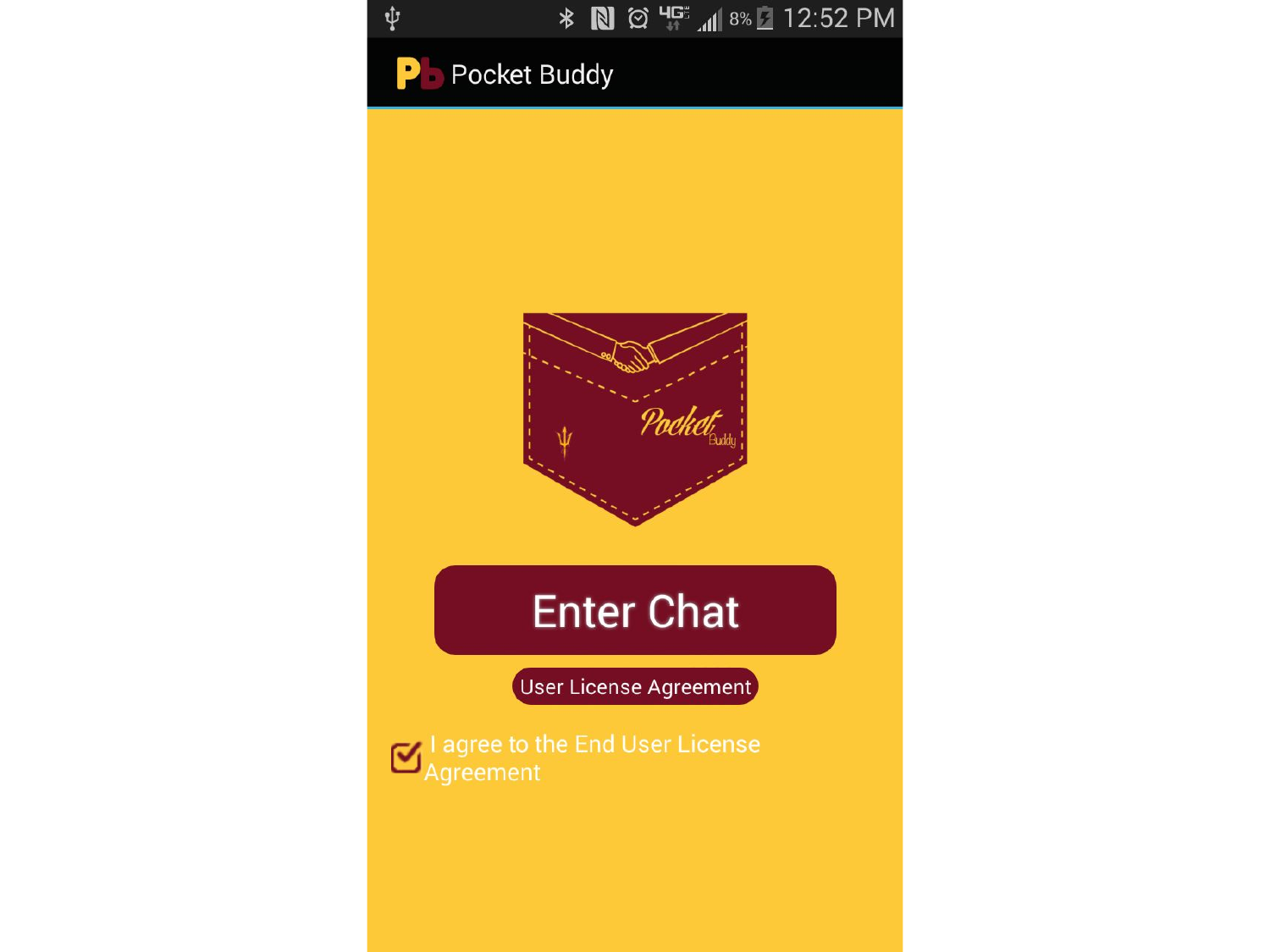Pocket Buddy

Enter Chat

User License Agreement

I agree to the End User License Agreement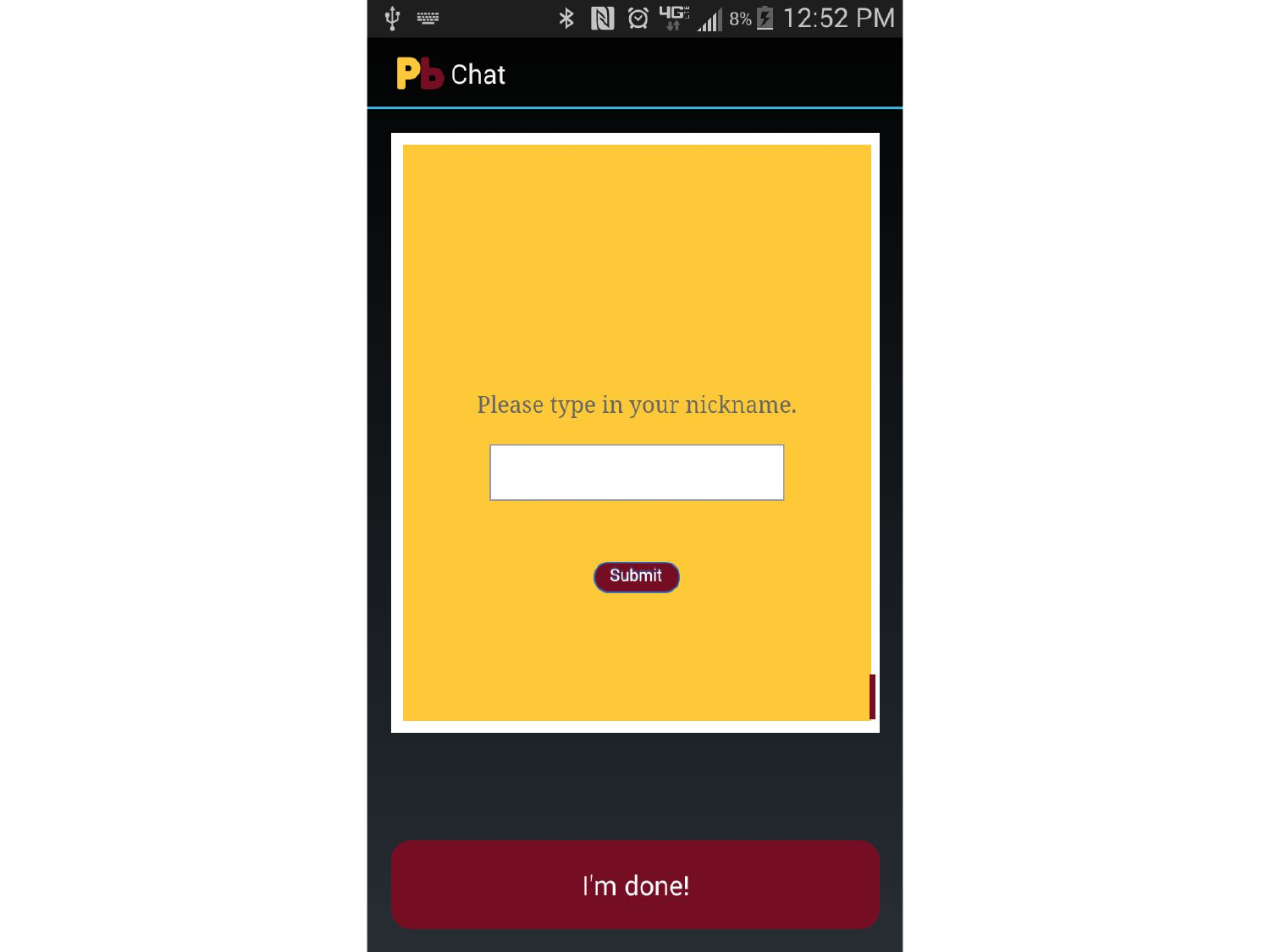Pb Chat

Please type in your nickname.

Submit

I'm done!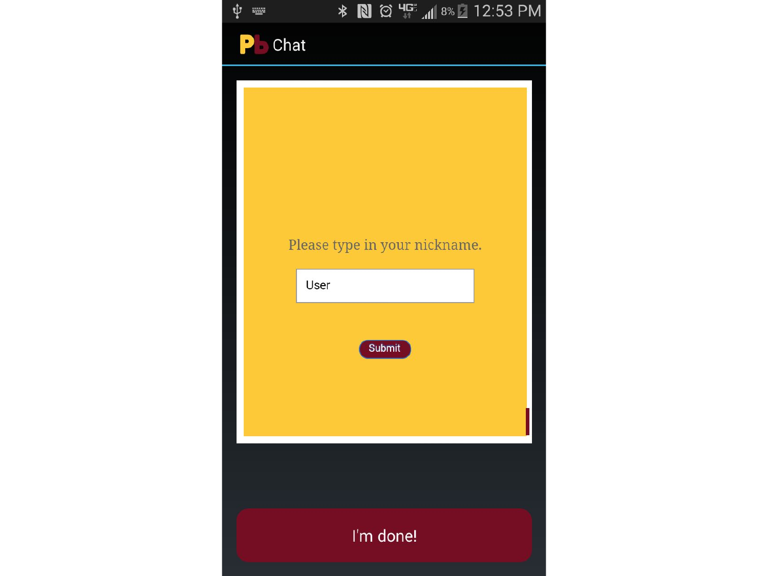Pb Chat

Please type in your nickname.

User

Submit

I'm done!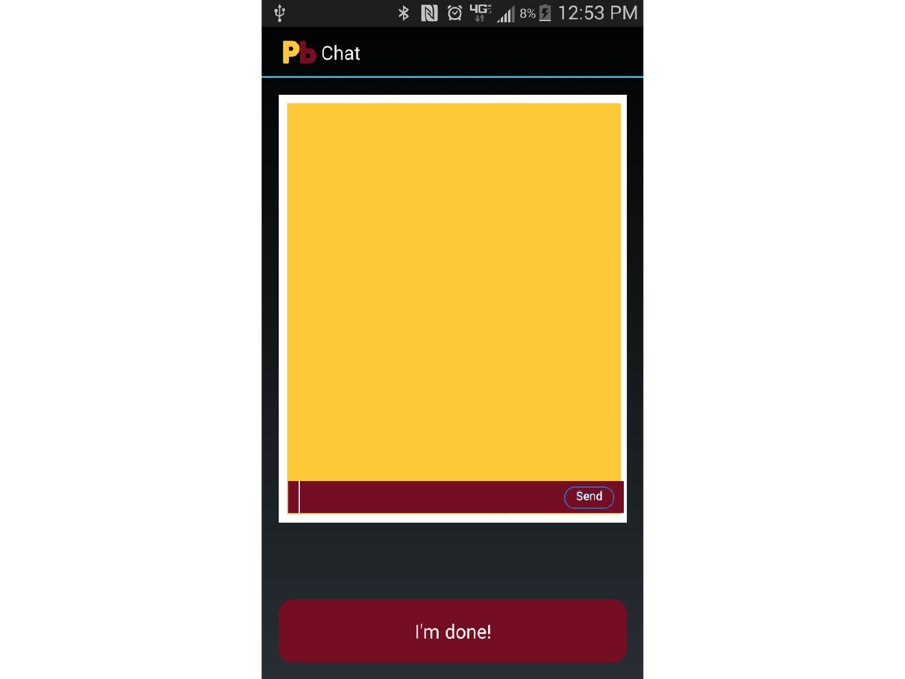Chat

Send

I'm done!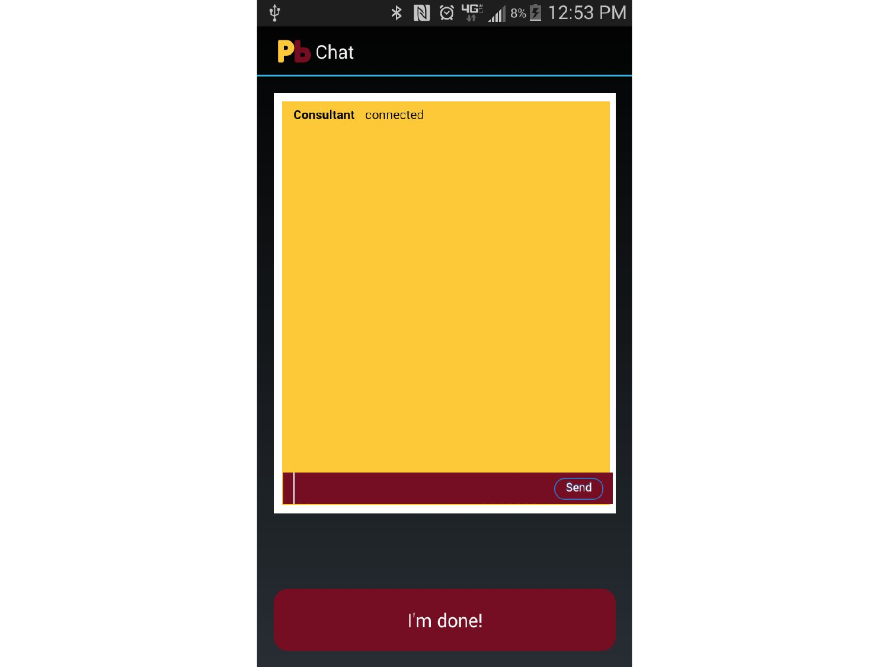Pb Chat

**Consultant** connected

Send

I'm done!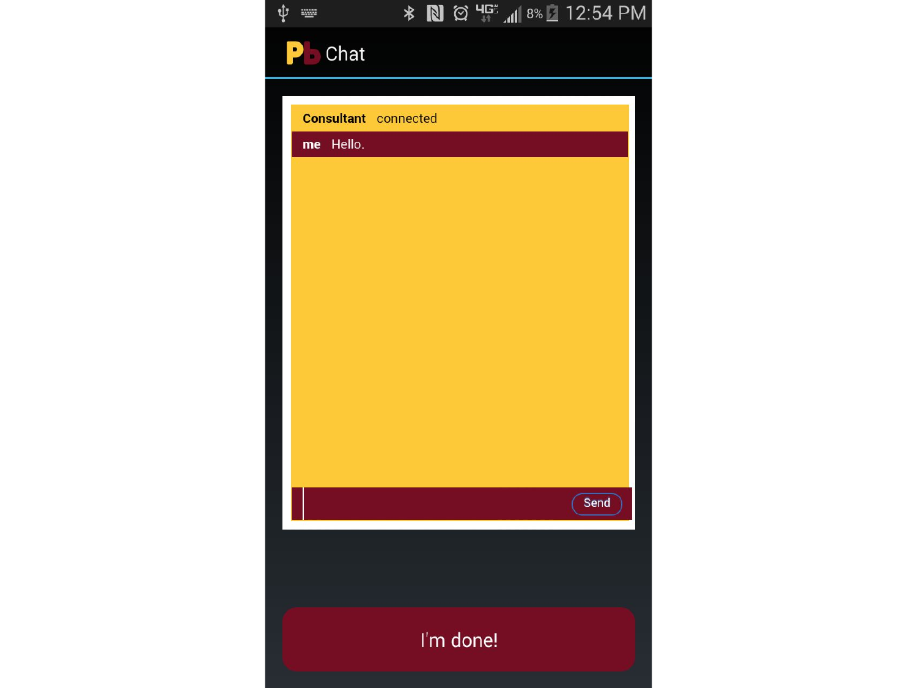Chat

**Consultant** connected

**me** Hello.

Send

I'm done!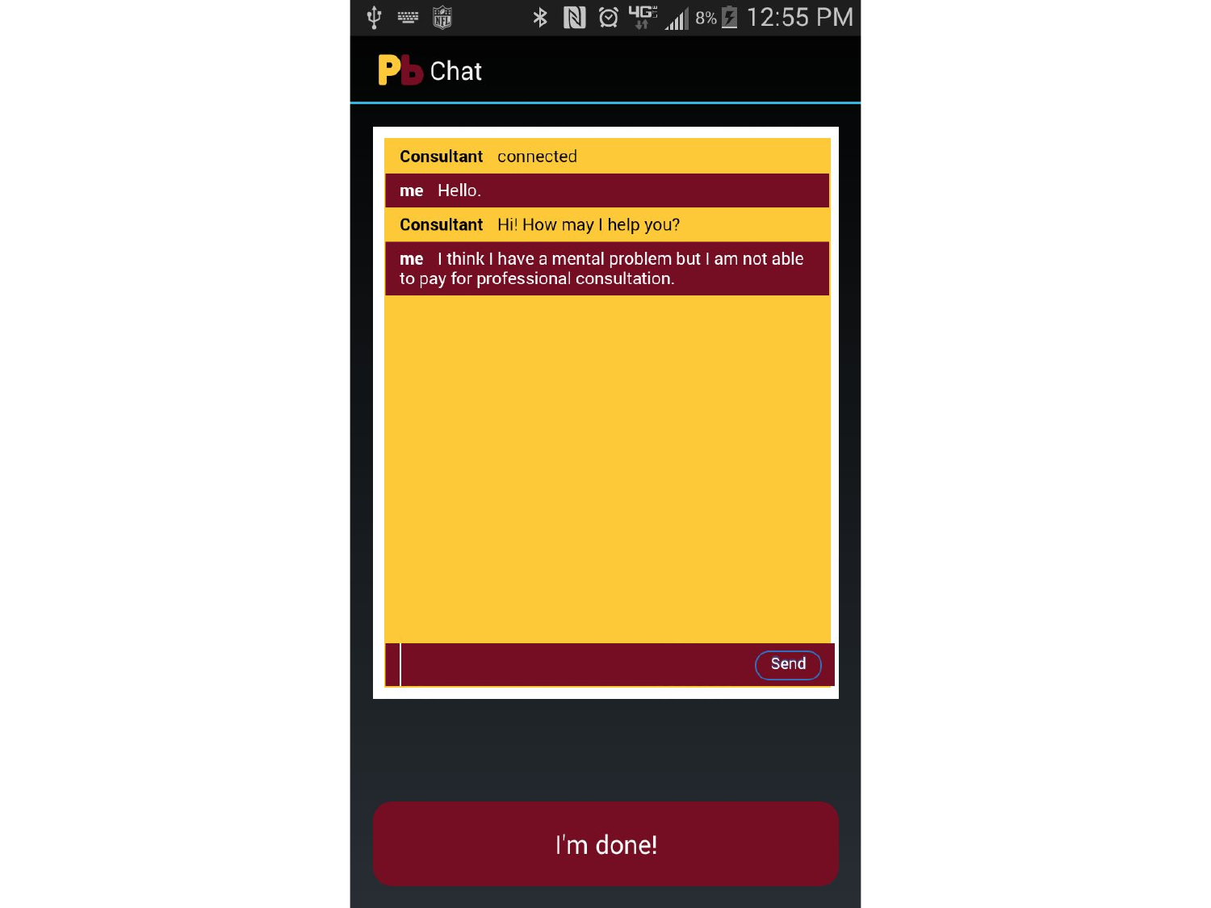Pb Chat

**Consultant** connected

**me** Hello.

**Consultant** Hi! How may I help you?

**me** I think I have a mental problem but I am not able to pay for professional consultation.

Send

I'm done!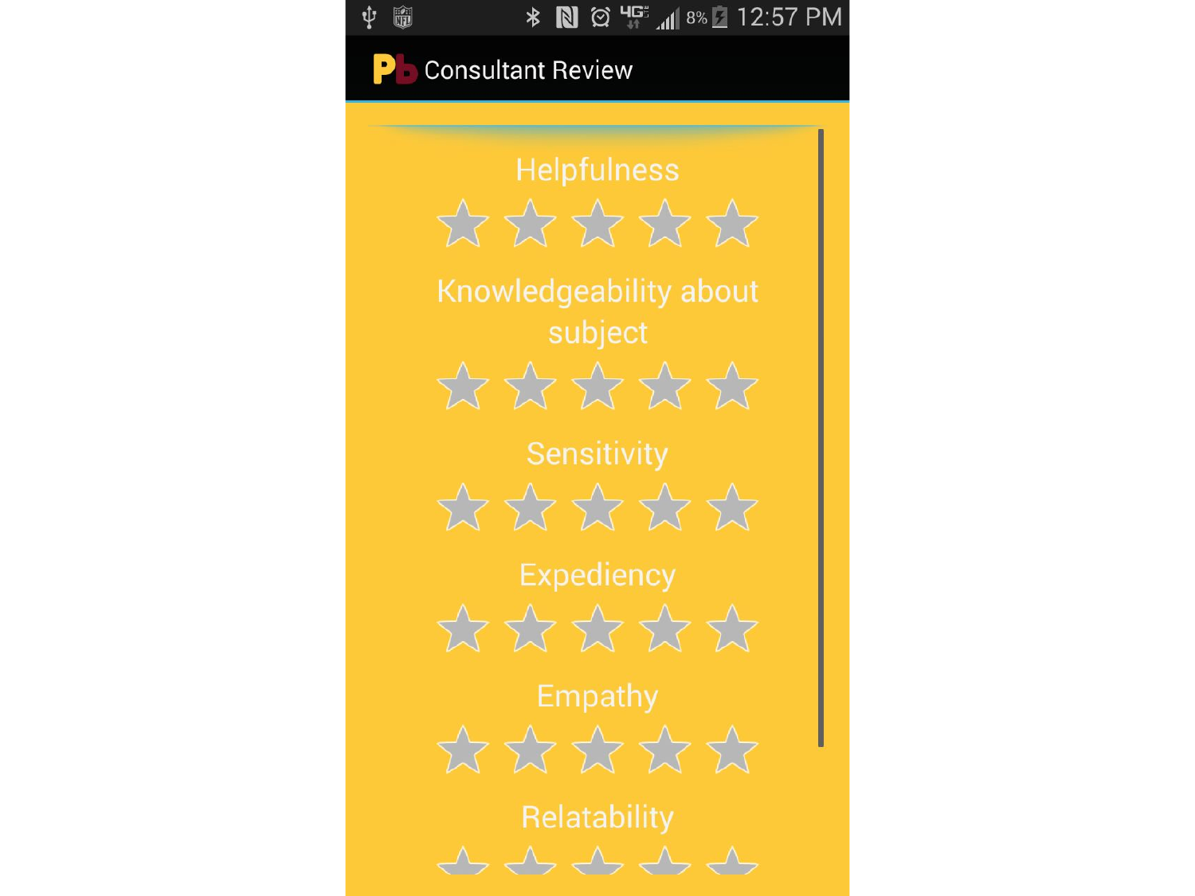Consultant Review

Helpfulness

Knowledgeability about subject

Sensitivity

Expediency

Empathy

Relatability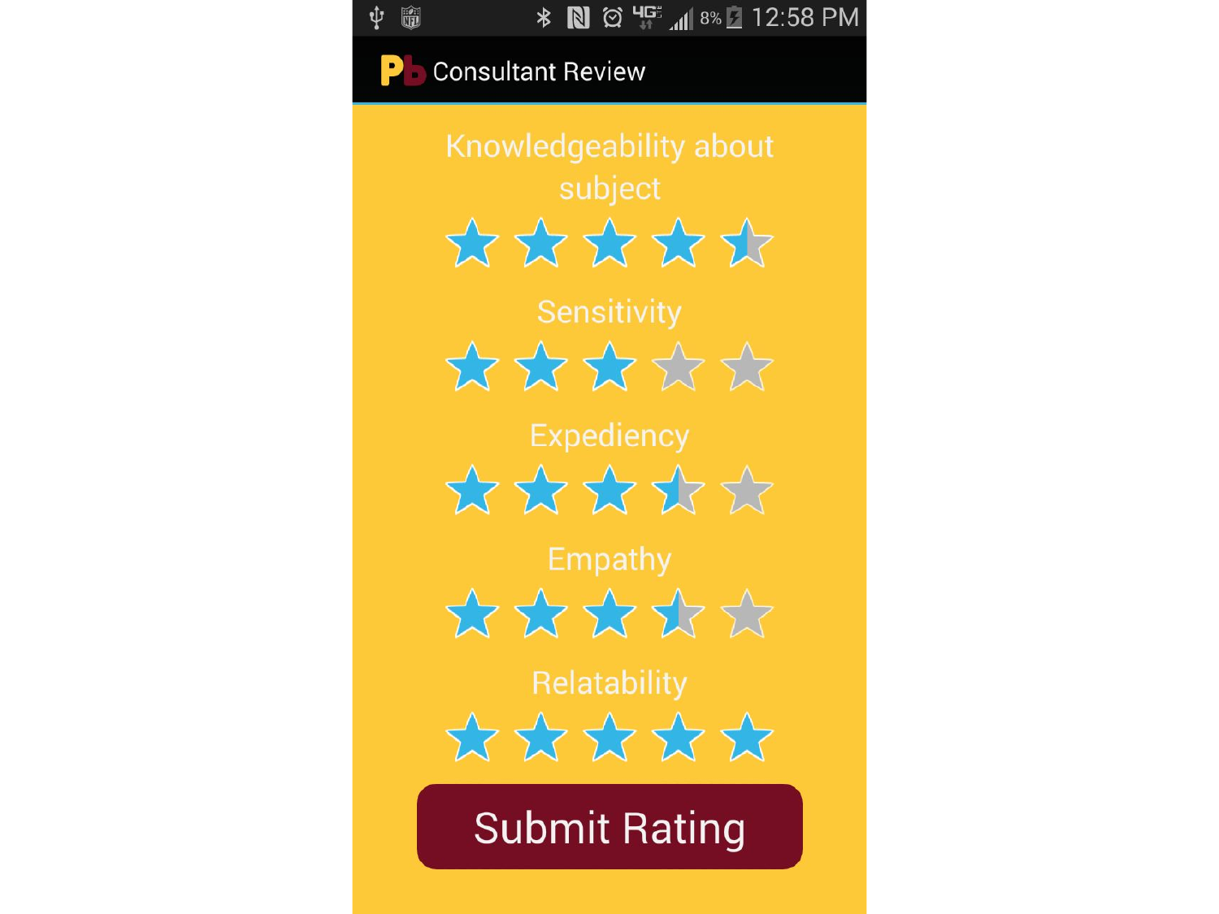Consultant Review

Knowledgeability about subject

Sensitivity

Expediency

Empathy

Relatability

Submit Rating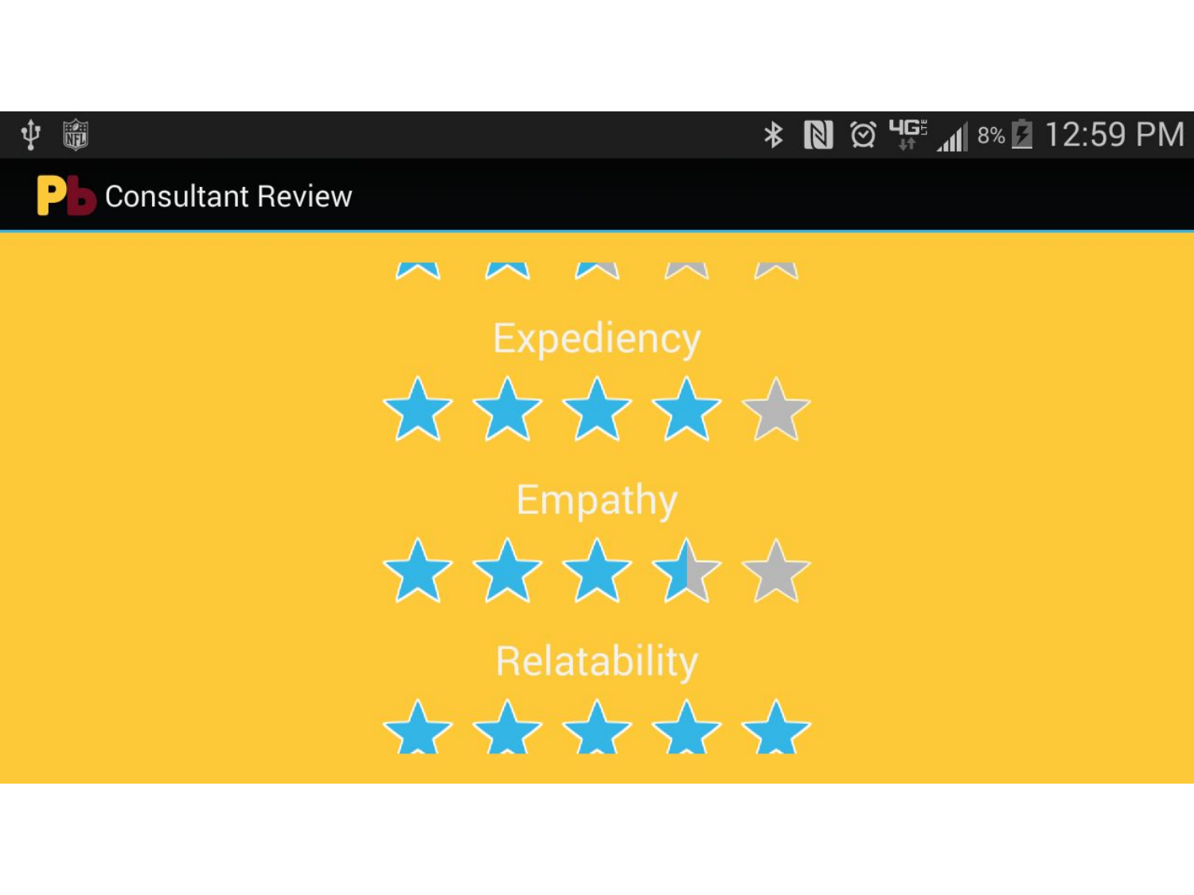Consultant Review

Expediency

Empathy

Relatability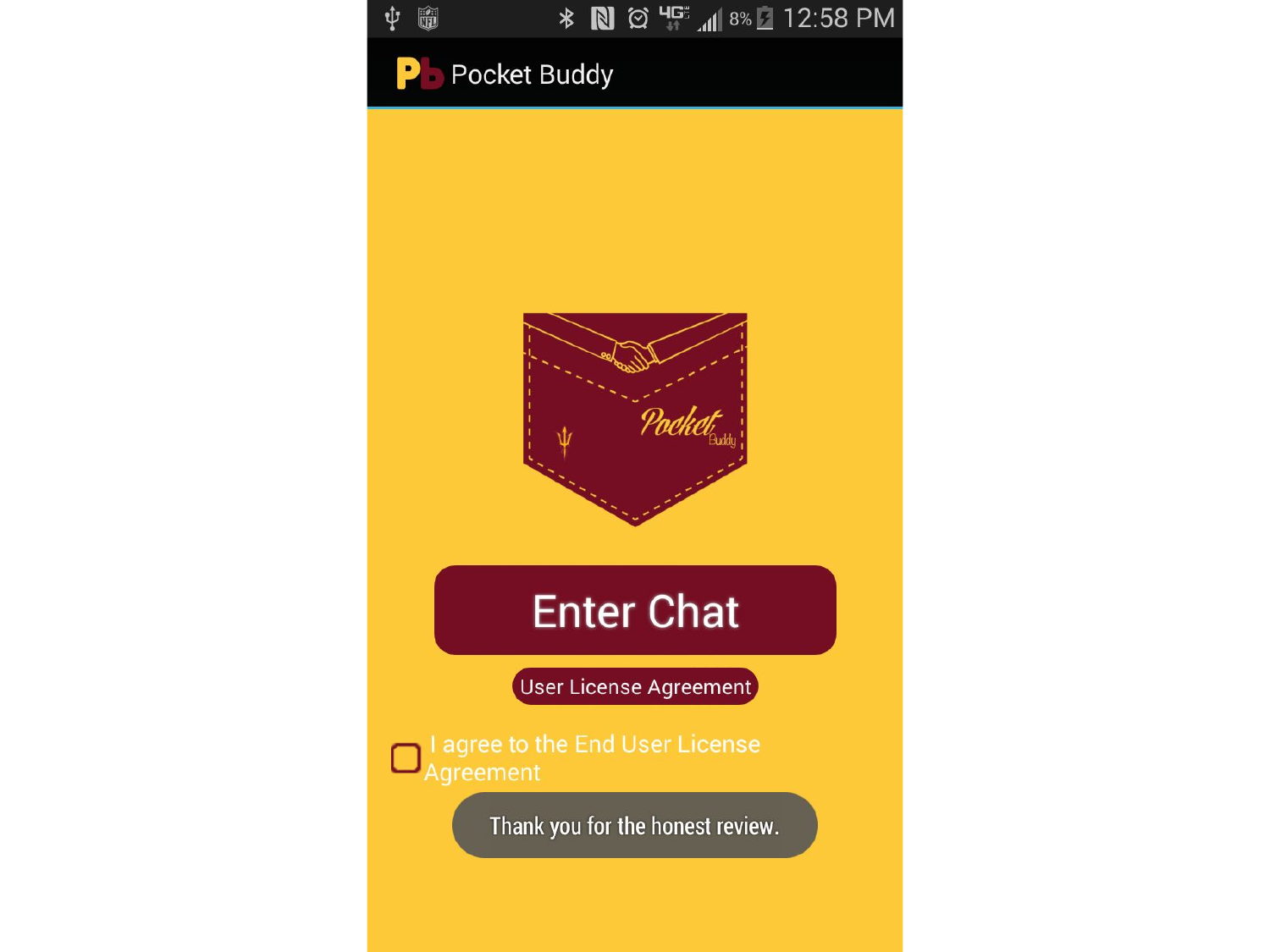Pocket Buddy

Enter Chat

User License Agreement

I agree to the End User License Agreement

Thank you for the honest review.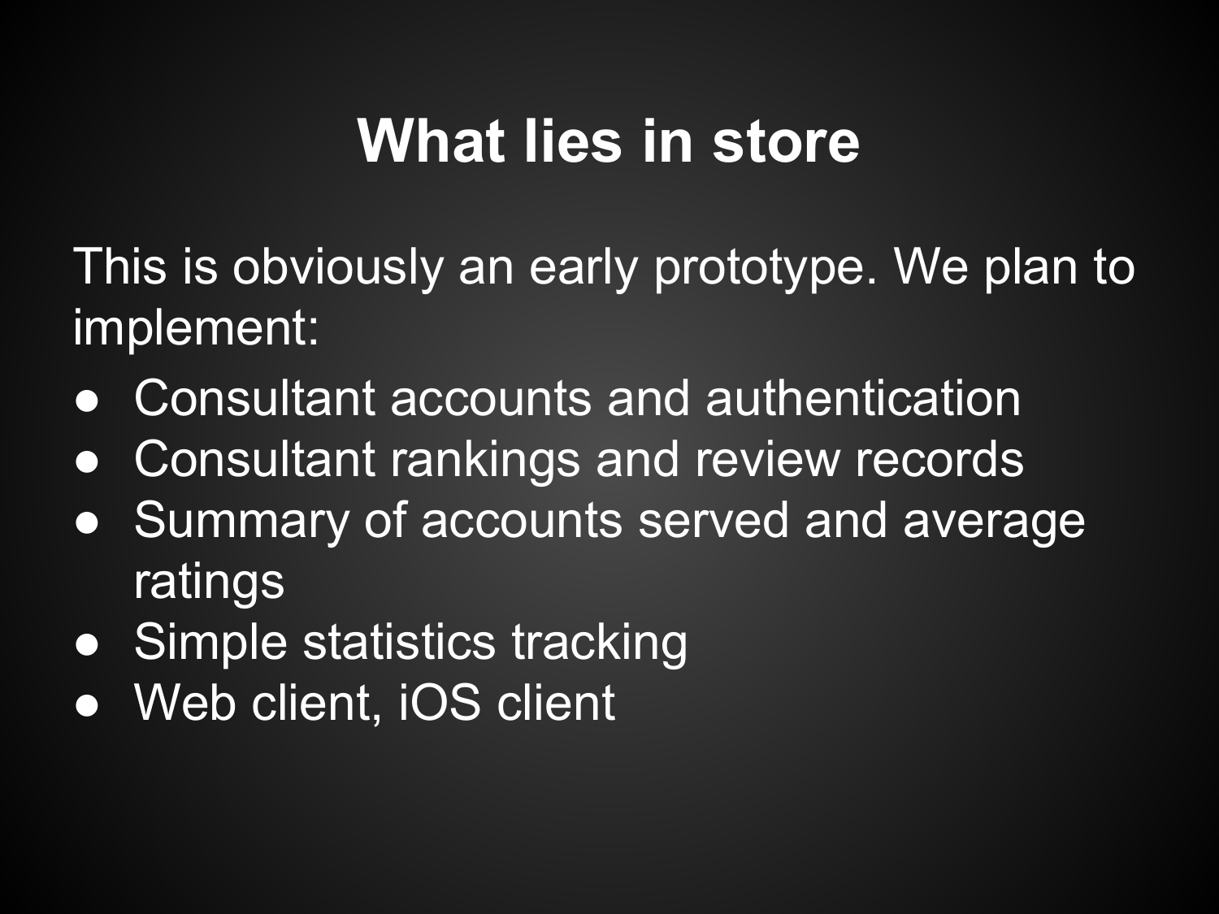# What lies in store

This is obviously an early prototype. We plan to implement:

- Consultant accounts and authentication
- Consultant rankings and review records
- Summary of accounts served and average ratings
- Simple statistics tracking
- Web client, iOS client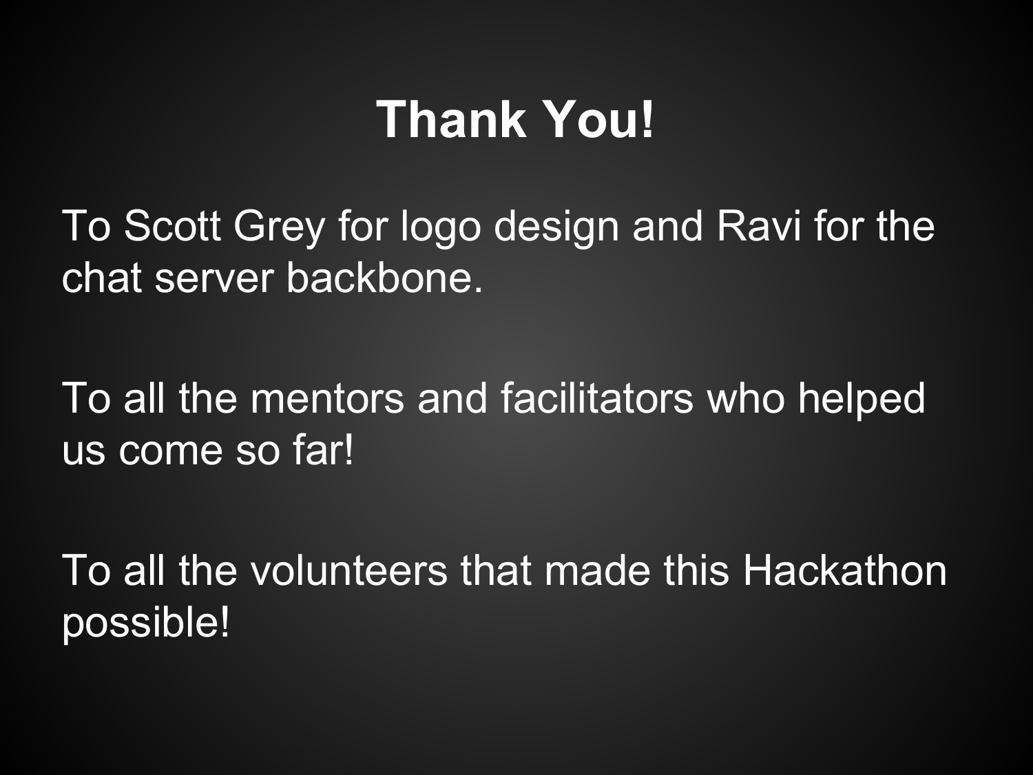# Thank You!

To Scott Grey for logo design and Ravi for the chat server backbone.

To all the mentors and facilitators who helped us come so far!

To all the volunteers that made this Hackathon possible!